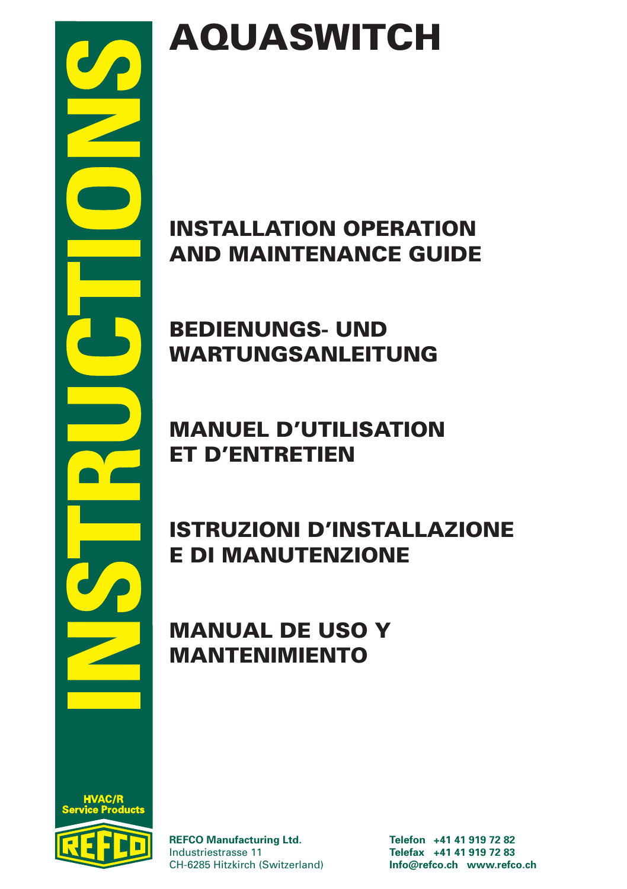INSTRUCTIONS

# AQUASWITCH

## INSTALLATION OPERATION AND MAINTENANCE GUIDE

## BEDIENUNGS- UND WARTUNGSANLEITUNG

## MANUEL D'UTILISATION ET D'ENTRETIEN

## ISTRUZIONI D'INSTALLAZIONE E DI MANUTENZIONE

## MANUAL DE USO Y MANTENIMIENTO

HVAC/R Service Products

REFCO

**REFCO Manufacturing Ltd.**
Industriestrasse 11
CH-6285 Hitzkirch (Switzerland)

**Telefon +41 41 919 72 82**
**Telefax +41 41 919 72 83**
**Info@refco.ch www.refco.ch**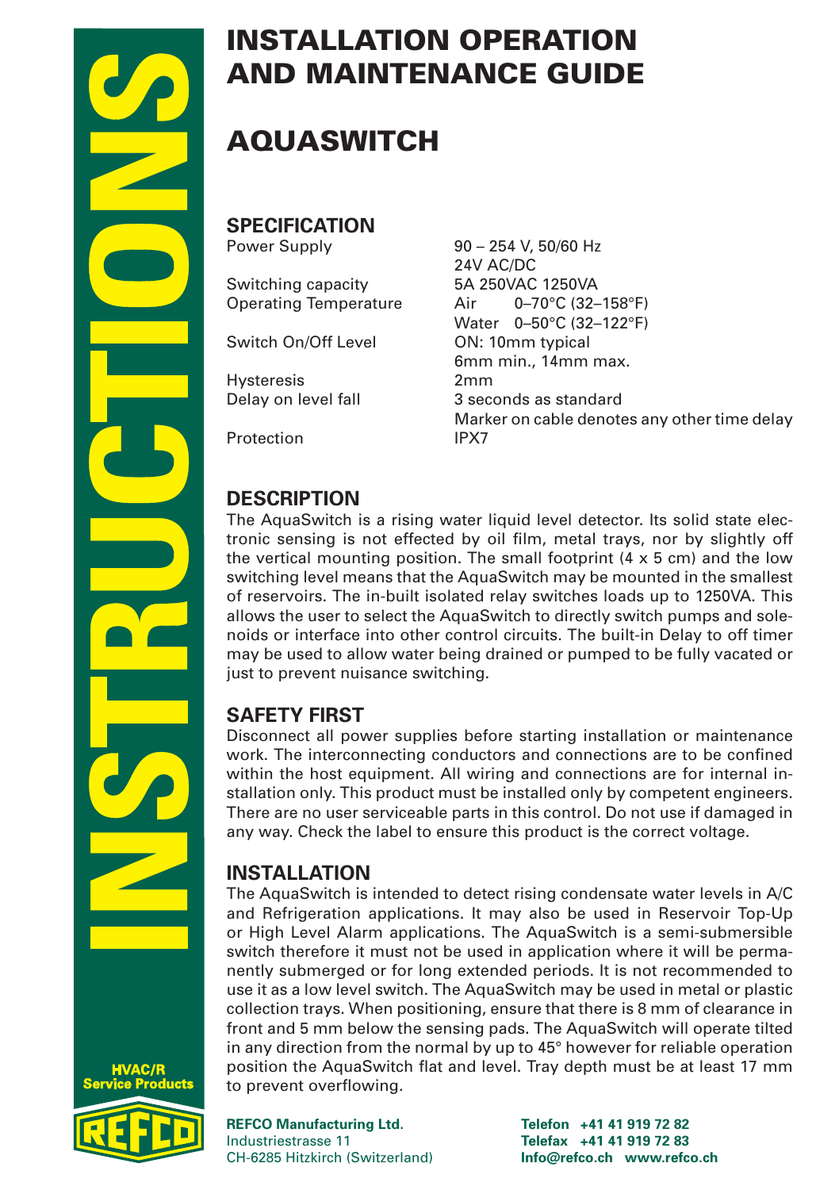# INSTALLATION OPERATION AND MAINTENANCE GUIDE

# AQUASWITCH

## SPECIFICATION

| | |
|---|---|
| Power Supply | 90 – 254 V, 50/60 Hz<br>24V AC/DC |
| Switching capacity | 5A 250VAC 1250VA |
| Operating Temperature | Air 0–70°C (32–158°F)<br>Water 0–50°C (32–122°F) |
| Switch On/Off Level | ON: 10mm typical<br>6mm min., 14mm max. |
| Hysteresis | 2mm |
| Delay on level fall | 3 seconds as standard<br>Marker on cable denotes any other time delay |
| Protection | IPX7 |

## DESCRIPTION

The AquaSwitch is a rising water liquid level detector. Its solid state electronic sensing is not effected by oil film, metal trays, nor by slightly off the vertical mounting position. The small footprint (4 x 5 cm) and the low switching level means that the AquaSwitch may be mounted in the smallest of reservoirs. The in-built isolated relay switches loads up to 1250VA. This allows the user to select the AquaSwitch to directly switch pumps and solenoids or interface into other control circuits. The built-in Delay to off timer may be used to allow water being drained or pumped to be fully vacated or just to prevent nuisance switching.

## SAFETY FIRST

Disconnect all power supplies before starting installation or maintenance work. The interconnecting conductors and connections are to be confined within the host equipment. All wiring and connections are for internal installation only. This product must be installed only by competent engineers. There are no user serviceable parts in this control. Do not use if damaged in any way. Check the label to ensure this product is the correct voltage.

## INSTALLATION

The AquaSwitch is intended to detect rising condensate water levels in A/C and Refrigeration applications. It may also be used in Reservoir Top-Up or High Level Alarm applications. The AquaSwitch is a semi-submersible switch therefore it must not be used in application where it will be permanently submerged or for long extended periods. It is not recommended to use it as a low level switch. The AquaSwitch may be used in metal or plastic collection trays. When positioning, ensure that there is 8 mm of clearance in front and 5 mm below the sensing pads. The AquaSwitch will operate tilted in any direction from the normal by up to 45° however for reliable operation position the AquaSwitch flat and level. Tray depth must be at least 17 mm to prevent overflowing.

**REFCO Manufacturing Ltd.**
Industriestrasse 11
CH-6285 Hitzkirch (Switzerland)

**Telefon +41 41 919 72 82**
**Telefax +41 41 919 72 83**
**Info@refco.ch www.refco.ch**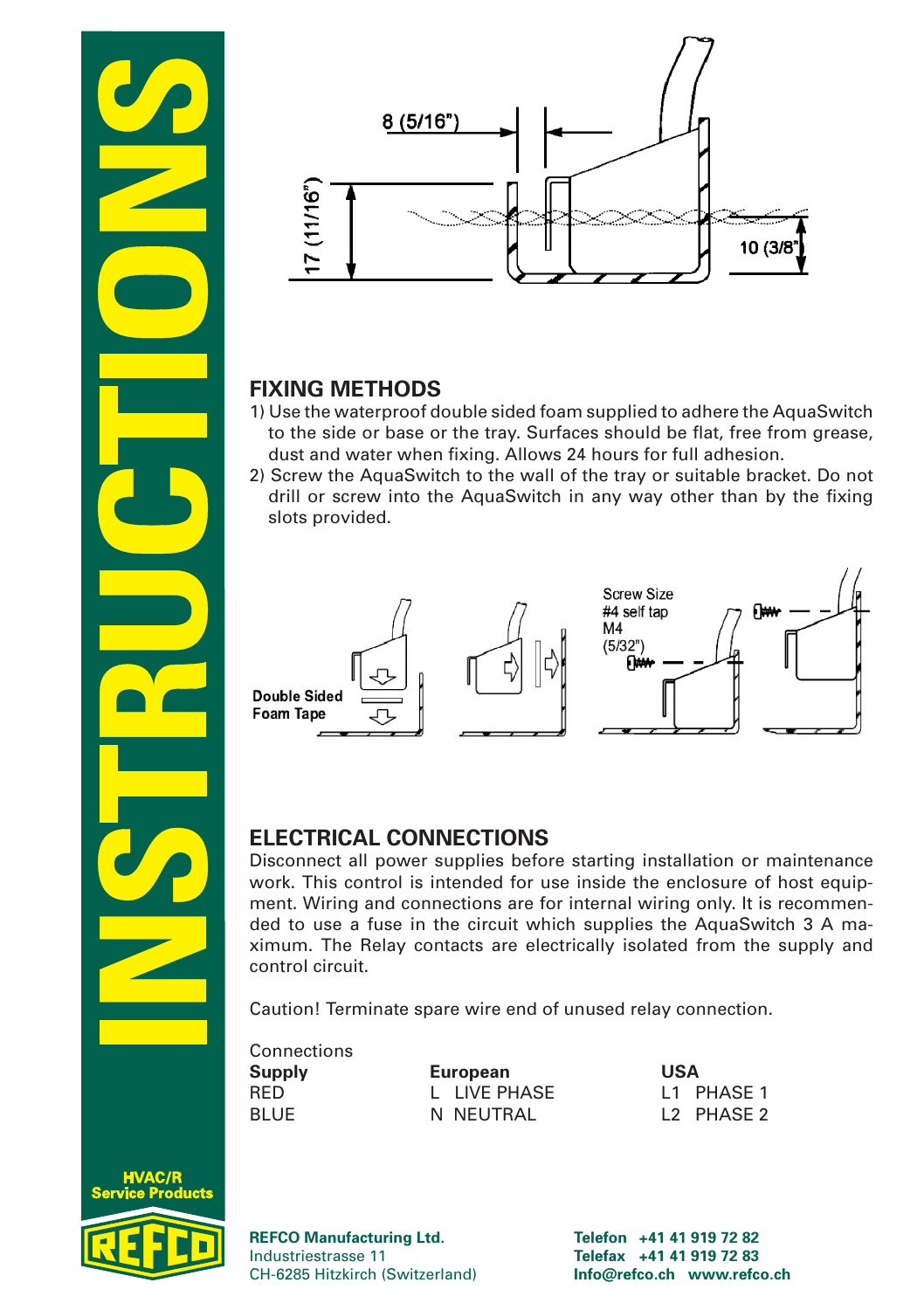8 (5/16")

17 (11/16")

10 (3/8")

## FIXING METHODS

1) Use the waterproof double sided foam supplied to adhere the AquaSwitch to the side or base or the tray. Surfaces should be flat, free from grease, dust and water when fixing. Allows 24 hours for full adhesion.
2) Screw the AquaSwitch to the wall of the tray or suitable bracket. Do not drill or screw into the AquaSwitch in any way other than by the fixing slots provided.

Double Sided Foam Tape

Screw Size
#4 self tap
M4
(5/32")

## ELECTRICAL CONNECTIONS

Disconnect all power supplies before starting installation or maintenance work. This control is intended for use inside the enclosure of host equipment. Wiring and connections are for internal wiring only. It is recommended to use a fuse in the circuit which supplies the AquaSwitch 3 A maximum. The Relay contacts are electrically isolated from the supply and control circuit.

Caution! Terminate spare wire end of unused relay connection.

Connections

| **Supply** | **European** | **USA** |
|---|---|---|
| RED | L LIVE PHASE | L1 PHASE 1 |
| BLUE | N NEUTRAL | L2 PHASE 2 |

INSTRUCTIONS

HVAC/R Service Products

REFCO

**REFCO Manufacturing Ltd.**
Industriestrasse 11
CH-6285 Hitzkirch (Switzerland)

**Telefon +41 41 919 72 82**
**Telefax +41 41 919 72 83**
**Info@refco.ch www.refco.ch**